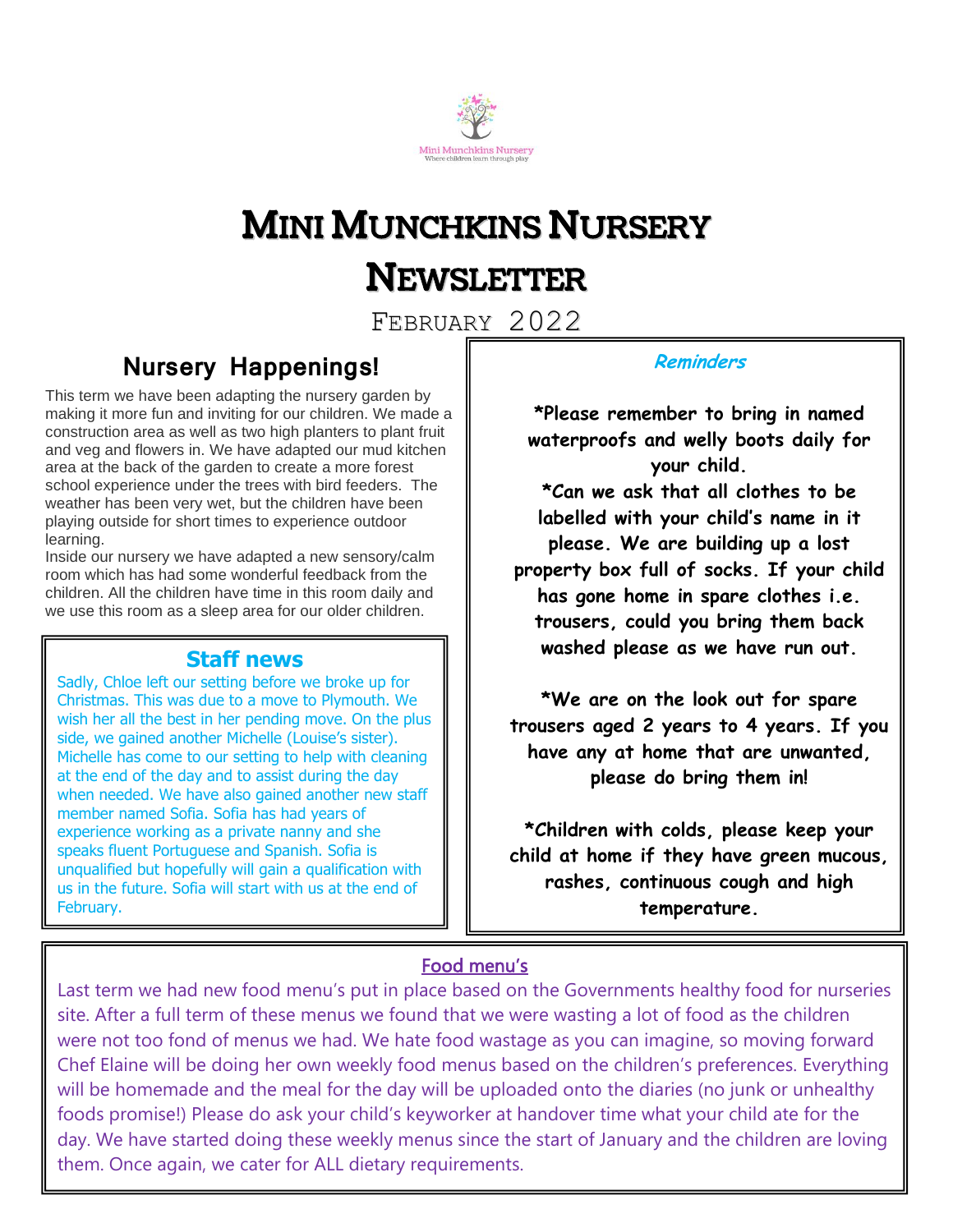Mini Munchkins Nursery
Where children learn through play

# Mini Munchkins Nursery Newsletter

February 2022

## Nursery Happenings!

This term we have been adapting the nursery garden by making it more fun and inviting for our children. We made a construction area as well as two high planters to plant fruit and veg and flowers in. We have adapted our mud kitchen area at the back of the garden to create a more forest school experience under the trees with bird feeders. The weather has been very wet, but the children have been playing outside for short times to experience outdoor learning.

Inside our nursery we have adapted a new sensory/calm room which has had some wonderful feedback from the children. All the children have time in this room daily and we use this room as a sleep area for our older children.

## Staff news

Sadly, Chloe left our setting before we broke up for Christmas. This was due to a move to Plymouth. We wish her all the best in her pending move. On the plus side, we gained another Michelle (Louise's sister). Michelle has come to our setting to help with cleaning at the end of the day and to assist during the day when needed. We have also gained another new staff member named Sofia. Sofia has had years of experience working as a private nanny and she speaks fluent Portuguese and Spanish. Sofia is unqualified but hopefully will gain a qualification with us in the future. Sofia will start with us at the end of February.

## *Reminders*

*Please remember to bring in named waterproofs and welly boots daily for your child.

*Can we ask that all clothes to be labelled with your child's name in it please. We are building up a lost property box full of socks. If your child has gone home in spare clothes i.e. trousers, could you bring them back washed please as we have run out.

*We are on the look out for spare trousers aged 2 years to 4 years. If you have any at home that are unwanted, please do bring them in!

*Children with colds, please keep your child at home if they have green mucous, rashes, continuous cough and high temperature.

## Food menu's

Last term we had new food menu's put in place based on the Governments healthy food for nurseries site. After a full term of these menus we found that we were wasting a lot of food as the children were not too fond of menus we had. We hate food wastage as you can imagine, so moving forward Chef Elaine will be doing her own weekly food menus based on the children's preferences. Everything will be homemade and the meal for the day will be uploaded onto the diaries (no junk or unhealthy foods promise!) Please do ask your child's keyworker at handover time what your child ate for the day. We have started doing these weekly menus since the start of January and the children are loving them. Once again, we cater for ALL dietary requirements.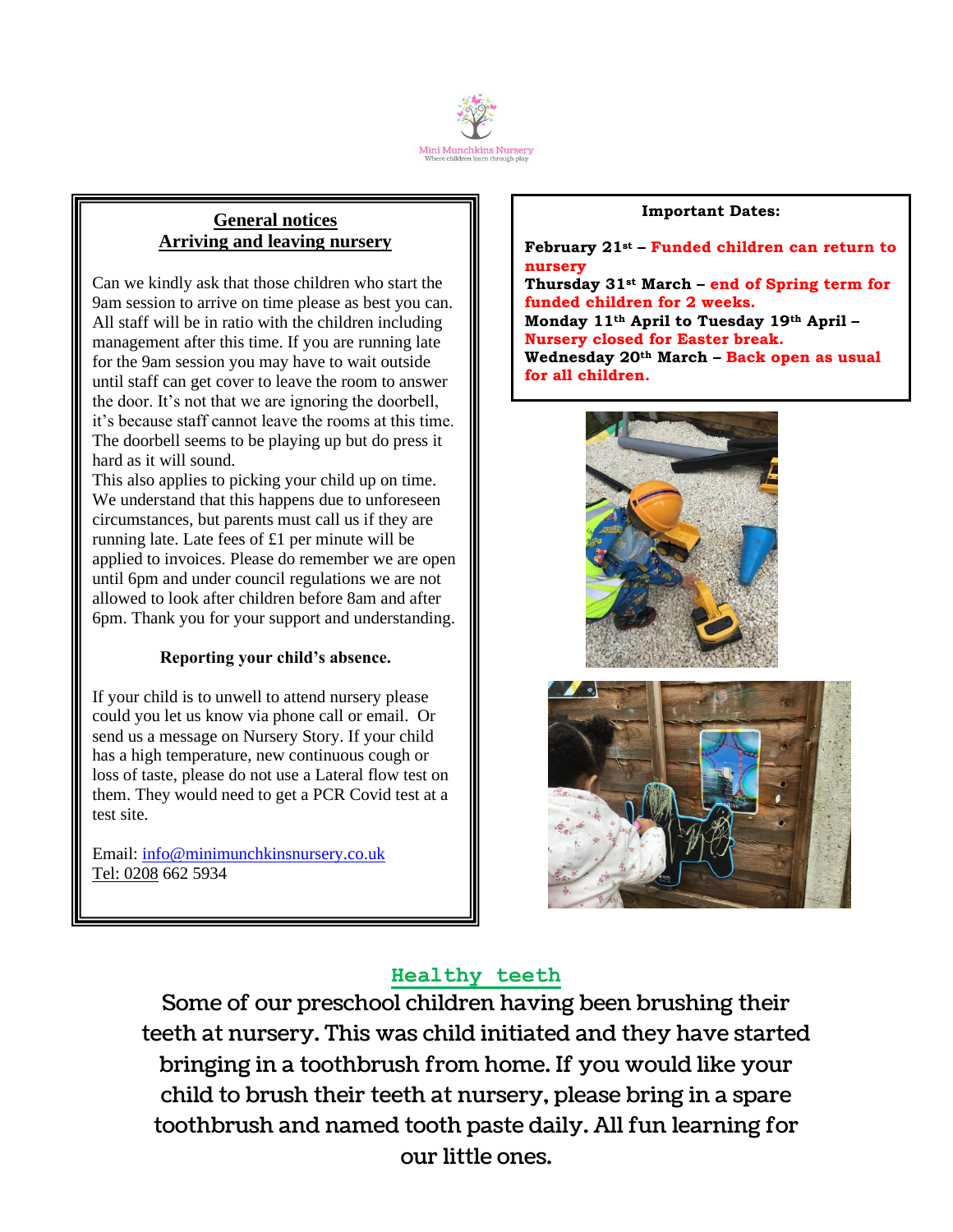Mini Munchkins Nursery
Where children learn through play

## General notices

### Arriving and leaving nursery

Can we kindly ask that those children who start the 9am session to arrive on time please as best you can. All staff will be in ratio with the children including management after this time. If you are running late for the 9am session you may have to wait outside until staff can get cover to leave the room to answer the door. It's not that we are ignoring the doorbell, it's because staff cannot leave the rooms at this time. The doorbell seems to be playing up but do press it hard as it will sound.
This also applies to picking your child up on time. We understand that this happens due to unforeseen circumstances, but parents must call us if they are running late. Late fees of £1 per minute will be applied to invoices. Please do remember we are open until 6pm and under council regulations we are not allowed to look after children before 8am and after 6pm. Thank you for your support and understanding.

**Reporting your child's absence.**

If your child is to unwell to attend nursery please could you let us know via phone call or email. Or send us a message on Nursery Story. If your child has a high temperature, new continuous cough or loss of taste, please do not use a Lateral flow test on them. They would need to get a PCR Covid test at a test site.

Email: info@minimunchkinsnursery.co.uk
Tel: 0208 662 5934

**Important Dates:**

**February 21st – Funded children can return to nursery**
**Thursday 31st March – end of Spring term for funded children for 2 weeks.**
**Monday 11th April to Tuesday 19th April – Nursery closed for Easter break.**
**Wednesday 20th March – Back open as usual for all children.**

## Healthy teeth

Some of our preschool children having been brushing their teeth at nursery. This was child initiated and they have started bringing in a toothbrush from home. If you would like your child to brush their teeth at nursery, please bring in a spare toothbrush and named tooth paste daily. All fun learning for our little ones.